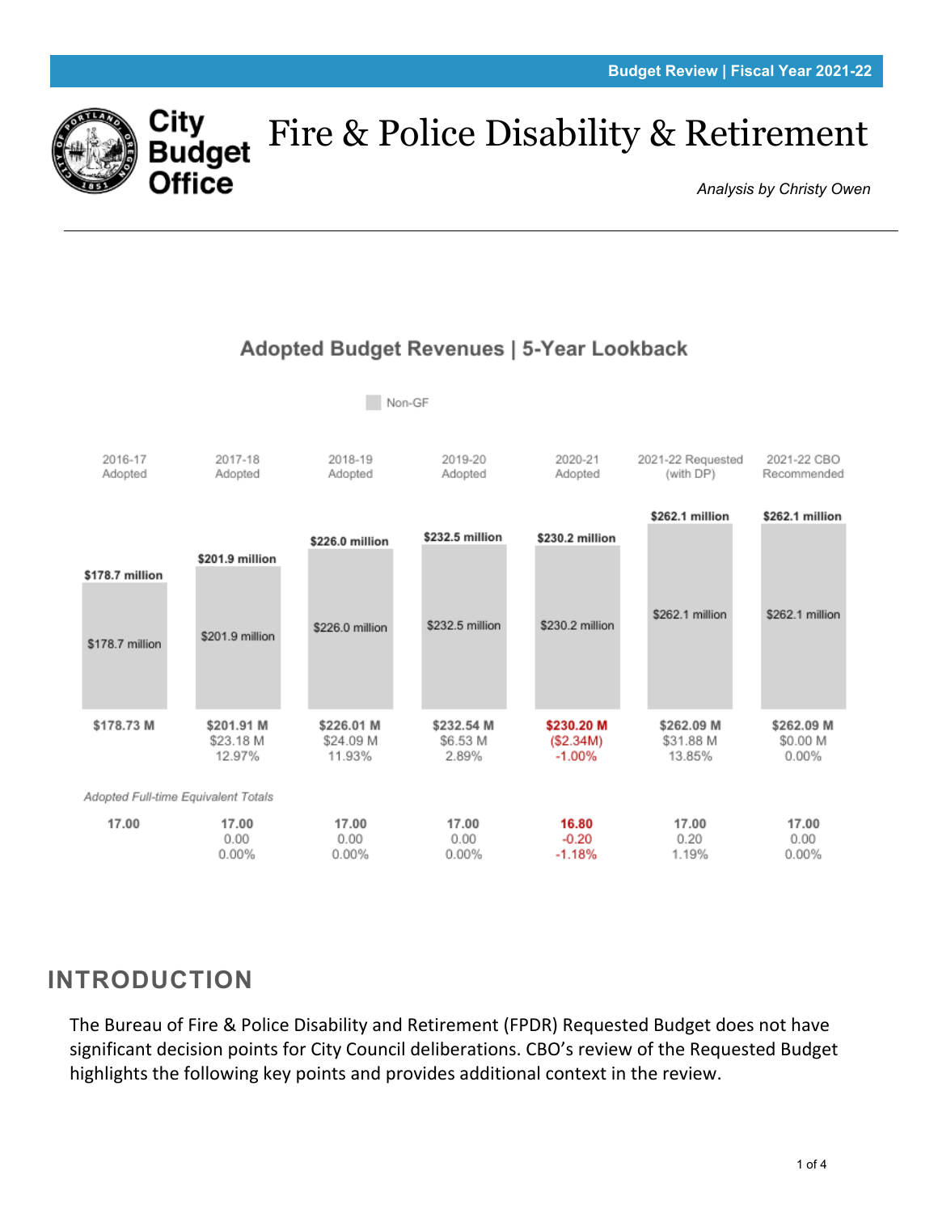Budget Review | Fiscal Year 2021-22

# City Budget Office

# Fire & Police Disability & Retirement

*Analysis by Christy Owen*

## Adopted Budget Revenues | 5-Year Lookback

Non-GF

| | 2016-17 Adopted | 2017-18 Adopted | 2018-19 Adopted | 2019-20 Adopted | 2020-21 Adopted | 2021-22 Requested (with DP) | 2021-22 CBO Recommended |
|---|---|---|---|---|---|---|---|
| Total | $178.7 million | $201.9 million | $226.0 million | $232.5 million | $230.2 million | $262.1 million | $262.1 million |
| Non-GF | $178.7 million | $201.9 million | $226.0 million | $232.5 million | $230.2 million | $262.1 million | $262.1 million |
| Revenues | $178.73 M | $201.91 M | $226.01 M | $232.54 M | $230.20 M | $262.09 M | $262.09 M |
| Change | | $23.18 M | $24.09 M | $6.53 M | ($2.34M) | $31.88 M | $0.00 M |
| % Change | | 12.97% | 11.93% | 2.89% | -1.00% | 13.85% | 0.00% |

*Adopted Full-time Equivalent Totals*

| | 2016-17 Adopted | 2017-18 Adopted | 2018-19 Adopted | 2019-20 Adopted | 2020-21 Adopted | 2021-22 Requested (with DP) | 2021-22 CBO Recommended |
|---|---|---|---|---|---|---|---|
| FTE | 17.00 | 17.00 | 17.00 | 17.00 | 16.80 | 17.00 | 17.00 |
| Change | | 0.00 | 0.00 | 0.00 | -0.20 | 0.20 | 0.00 |
| % Change | | 0.00% | 0.00% | 0.00% | -1.18% | 1.19% | 0.00% |

## INTRODUCTION

The Bureau of Fire & Police Disability and Retirement (FPDR) Requested Budget does not have significant decision points for City Council deliberations. CBO's review of the Requested Budget highlights the following key points and provides additional context in the review.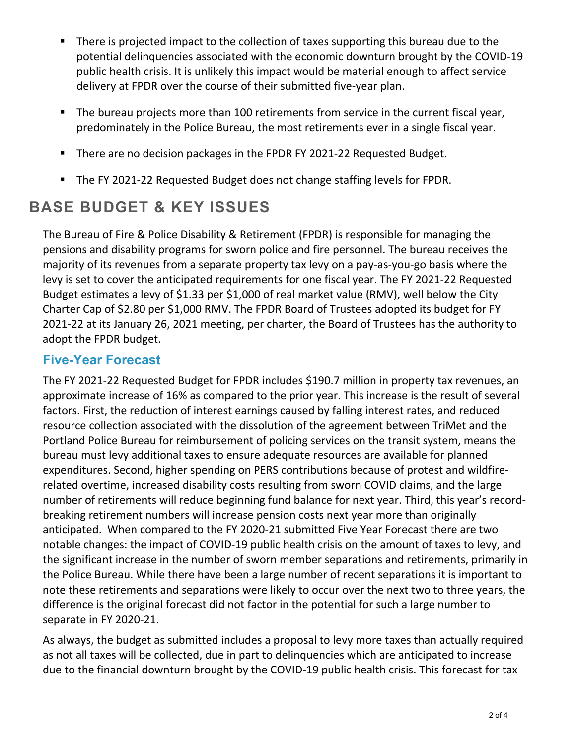- There is projected impact to the collection of taxes supporting this bureau due to the potential delinquencies associated with the economic downturn brought by the COVID-19 public health crisis. It is unlikely this impact would be material enough to affect service delivery at FPDR over the course of their submitted five-year plan.
- The bureau projects more than 100 retirements from service in the current fiscal year, predominately in the Police Bureau, the most retirements ever in a single fiscal year.
- There are no decision packages in the FPDR FY 2021-22 Requested Budget.
- The FY 2021-22 Requested Budget does not change staffing levels for FPDR.

## BASE BUDGET & KEY ISSUES

The Bureau of Fire & Police Disability & Retirement (FPDR) is responsible for managing the pensions and disability programs for sworn police and fire personnel. The bureau receives the majority of its revenues from a separate property tax levy on a pay-as-you-go basis where the levy is set to cover the anticipated requirements for one fiscal year. The FY 2021-22 Requested Budget estimates a levy of $1.33 per $1,000 of real market value (RMV), well below the City Charter Cap of $2.80 per $1,000 RMV. The FPDR Board of Trustees adopted its budget for FY 2021-22 at its January 26, 2021 meeting, per charter, the Board of Trustees has the authority to adopt the FPDR budget.

### Five-Year Forecast

The FY 2021-22 Requested Budget for FPDR includes $190.7 million in property tax revenues, an approximate increase of 16% as compared to the prior year. This increase is the result of several factors. First, the reduction of interest earnings caused by falling interest rates, and reduced resource collection associated with the dissolution of the agreement between TriMet and the Portland Police Bureau for reimbursement of policing services on the transit system, means the bureau must levy additional taxes to ensure adequate resources are available for planned expenditures. Second, higher spending on PERS contributions because of protest and wildfire-related overtime, increased disability costs resulting from sworn COVID claims, and the large number of retirements will reduce beginning fund balance for next year. Third, this year's record-breaking retirement numbers will increase pension costs next year more than originally anticipated. When compared to the FY 2020-21 submitted Five Year Forecast there are two notable changes: the impact of COVID-19 public health crisis on the amount of taxes to levy, and the significant increase in the number of sworn member separations and retirements, primarily in the Police Bureau. While there have been a large number of recent separations it is important to note these retirements and separations were likely to occur over the next two to three years, the difference is the original forecast did not factor in the potential for such a large number to separate in FY 2020-21.

As always, the budget as submitted includes a proposal to levy more taxes than actually required as not all taxes will be collected, due in part to delinquencies which are anticipated to increase due to the financial downturn brought by the COVID-19 public health crisis. This forecast for tax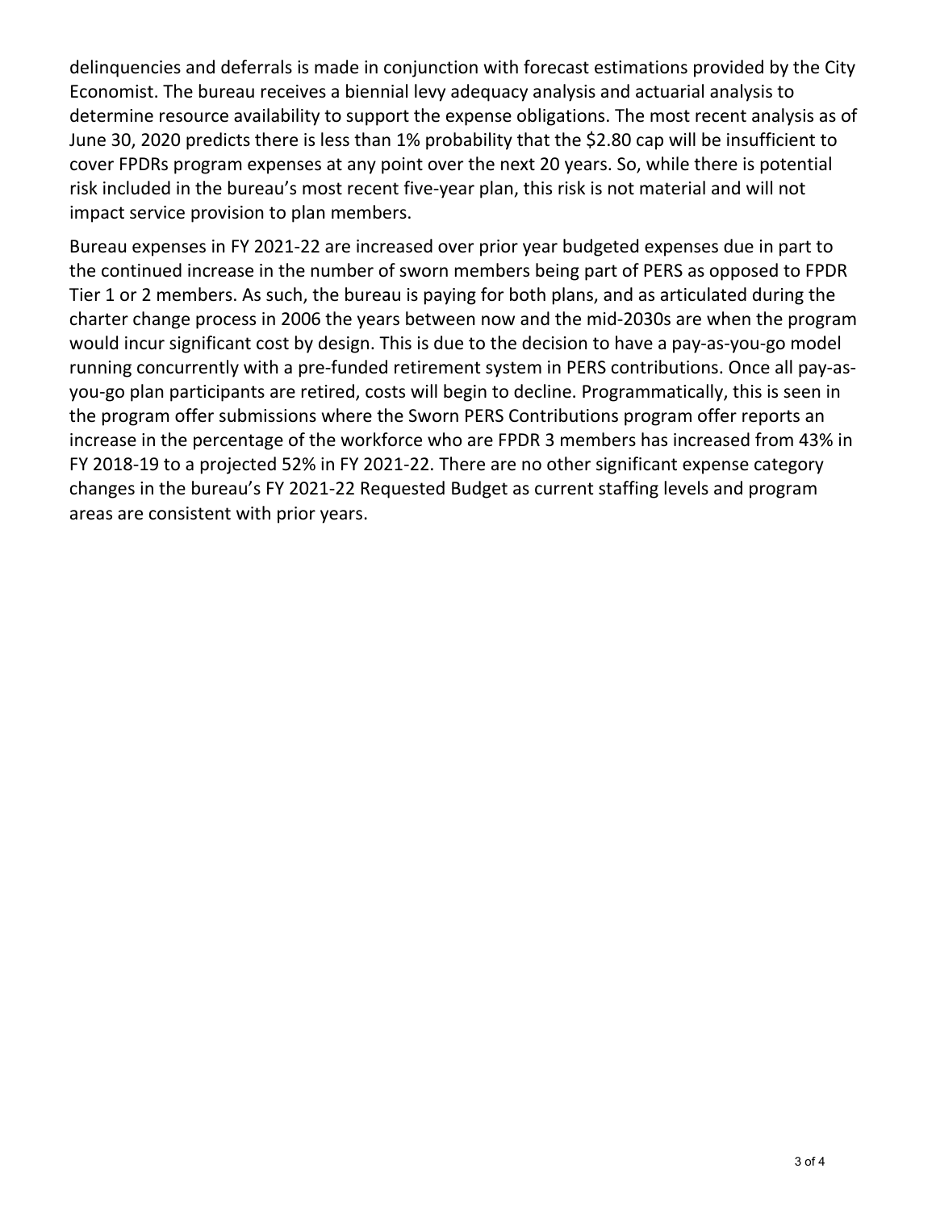delinquencies and deferrals is made in conjunction with forecast estimations provided by the City Economist. The bureau receives a biennial levy adequacy analysis and actuarial analysis to determine resource availability to support the expense obligations. The most recent analysis as of June 30, 2020 predicts there is less than 1% probability that the $2.80 cap will be insufficient to cover FPDRs program expenses at any point over the next 20 years. So, while there is potential risk included in the bureau's most recent five-year plan, this risk is not material and will not impact service provision to plan members.

Bureau expenses in FY 2021-22 are increased over prior year budgeted expenses due in part to the continued increase in the number of sworn members being part of PERS as opposed to FPDR Tier 1 or 2 members. As such, the bureau is paying for both plans, and as articulated during the charter change process in 2006 the years between now and the mid-2030s are when the program would incur significant cost by design. This is due to the decision to have a pay-as-you-go model running concurrently with a pre-funded retirement system in PERS contributions. Once all pay-as-you-go plan participants are retired, costs will begin to decline. Programmatically, this is seen in the program offer submissions where the Sworn PERS Contributions program offer reports an increase in the percentage of the workforce who are FPDR 3 members has increased from 43% in FY 2018-19 to a projected 52% in FY 2021-22. There are no other significant expense category changes in the bureau's FY 2021-22 Requested Budget as current staffing levels and program areas are consistent with prior years.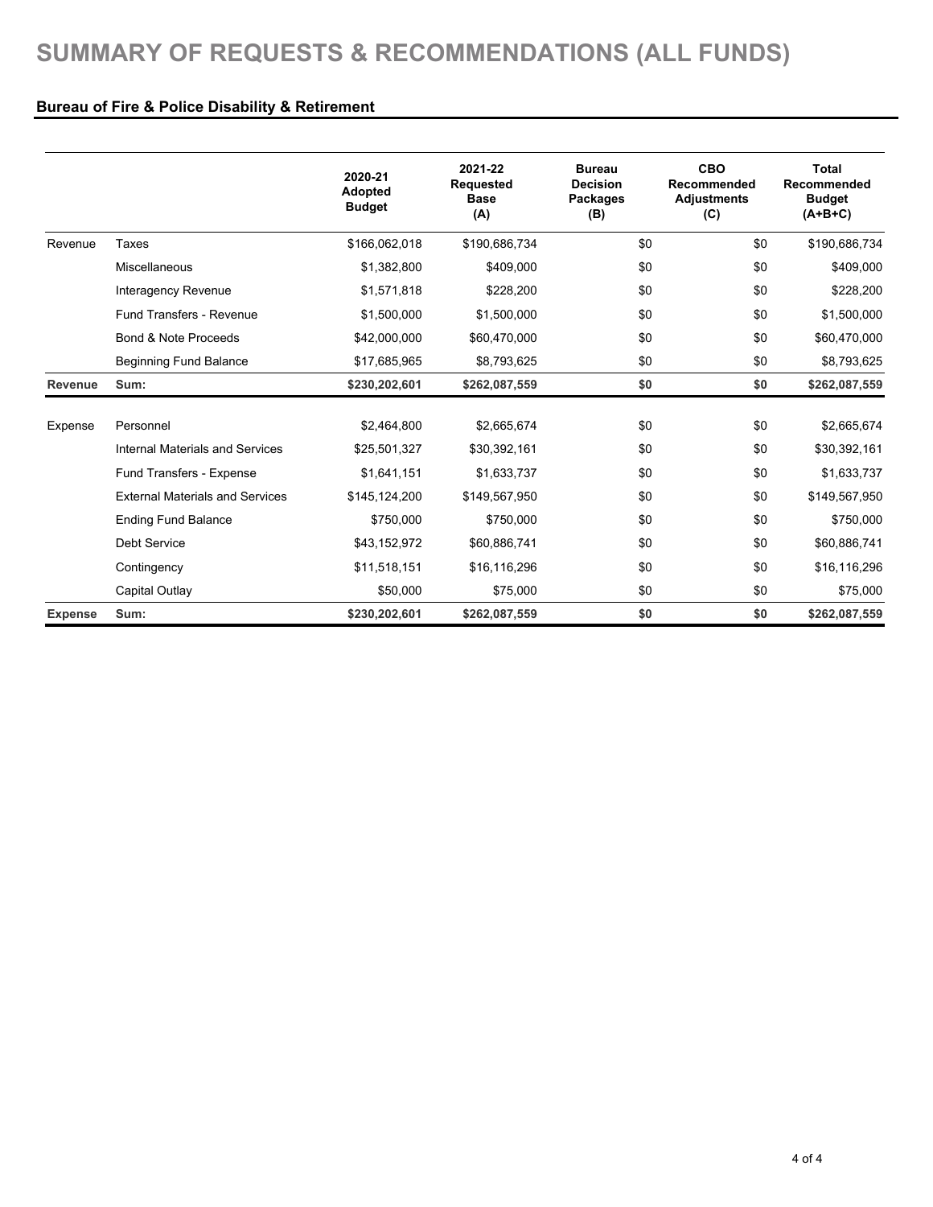# SUMMARY OF REQUESTS & RECOMMENDATIONS (ALL FUNDS)

## Bureau of Fire & Police Disability & Retirement

| | | 2020-21 Adopted Budget | 2021-22 Requested Base (A) | Bureau Decision Packages (B) | CBO Recommended Adjustments (C) | Total Recommended Budget (A+B+C) |
|---|---|---|---|---|---|---|
| Revenue | Taxes | $166,062,018 | $190,686,734 | $0 | $0 | $190,686,734 |
| | Miscellaneous | $1,382,800 | $409,000 | $0 | $0 | $409,000 |
| | Interagency Revenue | $1,571,818 | $228,200 | $0 | $0 | $228,200 |
| | Fund Transfers - Revenue | $1,500,000 | $1,500,000 | $0 | $0 | $1,500,000 |
| | Bond & Note Proceeds | $42,000,000 | $60,470,000 | $0 | $0 | $60,470,000 |
| | Beginning Fund Balance | $17,685,965 | $8,793,625 | $0 | $0 | $8,793,625 |
| **Revenue** | **Sum:** | **$230,202,601** | **$262,087,559** | **$0** | **$0** | **$262,087,559** |
| Expense | Personnel | $2,464,800 | $2,665,674 | $0 | $0 | $2,665,674 |
| | Internal Materials and Services | $25,501,327 | $30,392,161 | $0 | $0 | $30,392,161 |
| | Fund Transfers - Expense | $1,641,151 | $1,633,737 | $0 | $0 | $1,633,737 |
| | External Materials and Services | $145,124,200 | $149,567,950 | $0 | $0 | $149,567,950 |
| | Ending Fund Balance | $750,000 | $750,000 | $0 | $0 | $750,000 |
| | Debt Service | $43,152,972 | $60,886,741 | $0 | $0 | $60,886,741 |
| | Contingency | $11,518,151 | $16,116,296 | $0 | $0 | $16,116,296 |
| | Capital Outlay | $50,000 | $75,000 | $0 | $0 | $75,000 |
| **Expense** | **Sum:** | **$230,202,601** | **$262,087,559** | **$0** | **$0** | **$262,087,559** |